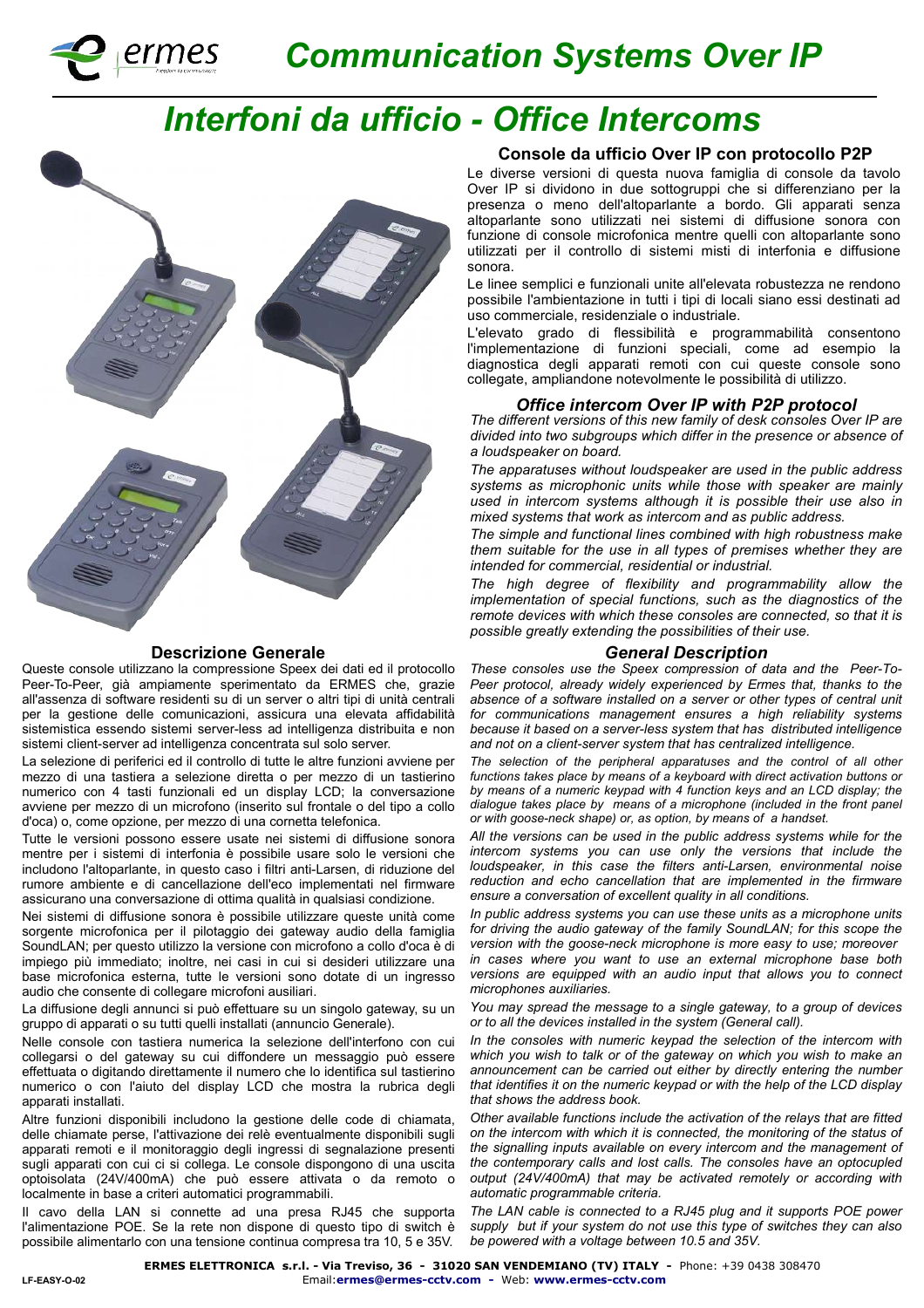# Communication Systems Over IP

# Interfoni da ufficio - Office Intercoms

## Console da ufficio Over IP con protocollo P2P

Le diverse versioni di questa nuova famiglia di console da tavolo Over IP si dividono in due sottogruppi che si differenziano per la presenza o meno dell'altoparlante a bordo. Gli apparati senza altoparlante sono utilizzati nei sistemi di diffusione sonora con funzione di console microfonica mentre quelli con altoparlante sono utilizzati per il controllo di sistemi misti di interfonia e diffusione sonora.

Le linee semplici e funzionali unite all'elevata robustezza ne rendono possibile l'ambientazione in tutti i tipi di locali siano essi destinati ad uso commerciale, residenziale o industriale.

L'elevato grado di flessibilità e programmabilità consentono l'implementazione di funzioni speciali, come ad esempio la diagnostica degli apparati remoti con cui queste console sono collegate, ampliandone notevolmente le possibilità di utilizzo.

## *Office intercom Over IP with P2P protocol*

*The different versions of this new family of desk consoles Over IP are divided into two subgroups which differ in the presence or absence of a loudspeaker on board.*

*The apparatuses without loudspeaker are used in the public address systems as microphonic units while those with speaker are mainly used in intercom systems although it is possible their use also in mixed systems that work as intercom and as public address.*

*The simple and functional lines combined with high robustness make them suitable for the use in all types of premises whether they are intended for commercial, residential or industrial.*

*The high degree of flexibility and programmability allow the implementation of special functions, such as the diagnostics of the remote devices with which these consoles are connected, so that it is possible greatly extending the possibilities of their use.*

## Descrizione Generale

Queste console utilizzano la compressione Speex dei dati ed il protocollo Peer-To-Peer, già ampiamente sperimentato da ERMES che, grazie all'assenza di software residenti su di un server o altri tipi di unità centrali per la gestione delle comunicazioni, assicura una elevata affidabilità sistemistica essendo sistemi server-less ad intelligenza distribuita e non sistemi client-server ad intelligenza concentrata sul solo server.

La selezione di periferici ed il controllo di tutte le altre funzioni avviene per mezzo di una tastiera a selezione diretta o per mezzo di un tastierino numerico con 4 tasti funzionali ed un display LCD; la conversazione avviene per mezzo di un microfono (inserito sul frontale o del tipo a collo d'oca) o, come opzione, per mezzo di una cornetta telefonica.

Tutte le versioni possono essere usate nei sistemi di diffusione sonora mentre per i sistemi di interfonia è possibile usare solo le versioni che includono l'altoparlante, in questo caso i filtri anti-Larsen, di riduzione del rumore ambiente e di cancellazione dell'eco implementati nel firmware assicurano una conversazione di ottima qualità in qualsiasi condizione.

Nei sistemi di diffusione sonora è possibile utilizzare queste unità come sorgente microfonica per il pilotaggio dei gateway audio della famiglia SoundLAN; per questo utilizzo la versione con microfono a collo d'oca è di impiego più immediato; inoltre, nei casi in cui si desideri utilizzare una base microfonica esterna, tutte le versioni sono dotate di un ingresso audio che consente di collegare microfoni ausiliari.

La diffusione degli annunci si può effettuare su un singolo gateway, su un gruppo di apparati o su tutti quelli installati (annuncio Generale).

Nelle console con tastiera numerica la selezione dell'interfono con cui collegarsi o del gateway su cui diffondere un messaggio può essere effettuata o digitando direttamente il numero che lo identifica sul tastierino numerico o con l'aiuto del display LCD che mostra la rubrica degli apparati installati.

Altre funzioni disponibili includono la gestione delle code di chiamata, delle chiamate perse, l'attivazione dei relè eventualmente disponibili sugli apparati remoti e il monitoraggio degli ingressi di segnalazione presenti sugli apparati con cui ci si collega. Le console dispongono di una uscita optoisolata (24V/400mA) che può essere attivata o da remoto o localmente in base a criteri automatici programmabili.

Il cavo della LAN si connette ad una presa RJ45 che supporta l'alimentazione POE. Se la rete non dispone di questo tipo di switch è possibile alimentarlo con una tensione continua compresa tra 10, 5 e 35V.

## *General Description*

*These consoles use the Speex compression of data and the Peer-To-Peer protocol, already widely experienced by Ermes that, thanks to the absence of a software installed on a server or other types of central unit for communications management ensures a high reliability systems because it based on a server-less system that has distributed intelligence and not on a client-server system that has centralized intelligence.*

*The selection of the peripheral apparatuses and the control of all other functions takes place by means of a keyboard with direct activation buttons or by means of a numeric keypad with 4 function keys and an LCD display; the dialogue takes place by means of a microphone (included in the front panel or with goose-neck shape) or, as option, by means of a handset.*

*All the versions can be used in the public address systems while for the intercom systems you can use only the versions that include the loudspeaker, in this case the filters anti-Larsen, environmental noise reduction and echo cancellation that are implemented in the firmware ensure a conversation of excellent quality in all conditions.*

*In public address systems you can use these units as a microphone units for driving the audio gateway of the family SoundLAN; for this scope the version with the goose-neck microphone is more easy to use; moreover in cases where you want to use an external microphone base both versions are equipped with an audio input that allows you to connect microphones auxiliaries.*

*You may spread the message to a single gateway, to a group of devices or to all the devices installed in the system (General call).*

*In the consoles with numeric keypad the selection of the intercom with which you wish to talk or of the gateway on which you wish to make an announcement can be carried out either by directly entering the number that identifies it on the numeric keypad or with the help of the LCD display that shows the address book.*

*Other available functions include the activation of the relays that are fitted on the intercom with which it is connected, the monitoring of the status of the signalling inputs available on every intercom and the management of the contemporary calls and lost calls. The consoles have an optocupled output (24V/400mA) that may be activated remotely or according with automatic programmable criteria.*

*The LAN cable is connected to a RJ45 plug and it supports POE power supply but if your system do not use this type of switches they can also be powered with a voltage between 10.5 and 35V.*

**ERMES ELETTRONICA s.r.l. - Via Treviso, 36 - 31020 SAN VENDEMIANO (TV) ITALY -** Phone: +39 0438 308470
Email:**ermes@ermes-cctv.com** - Web: **www.ermes-cctv.com**

LF-EASY-O-02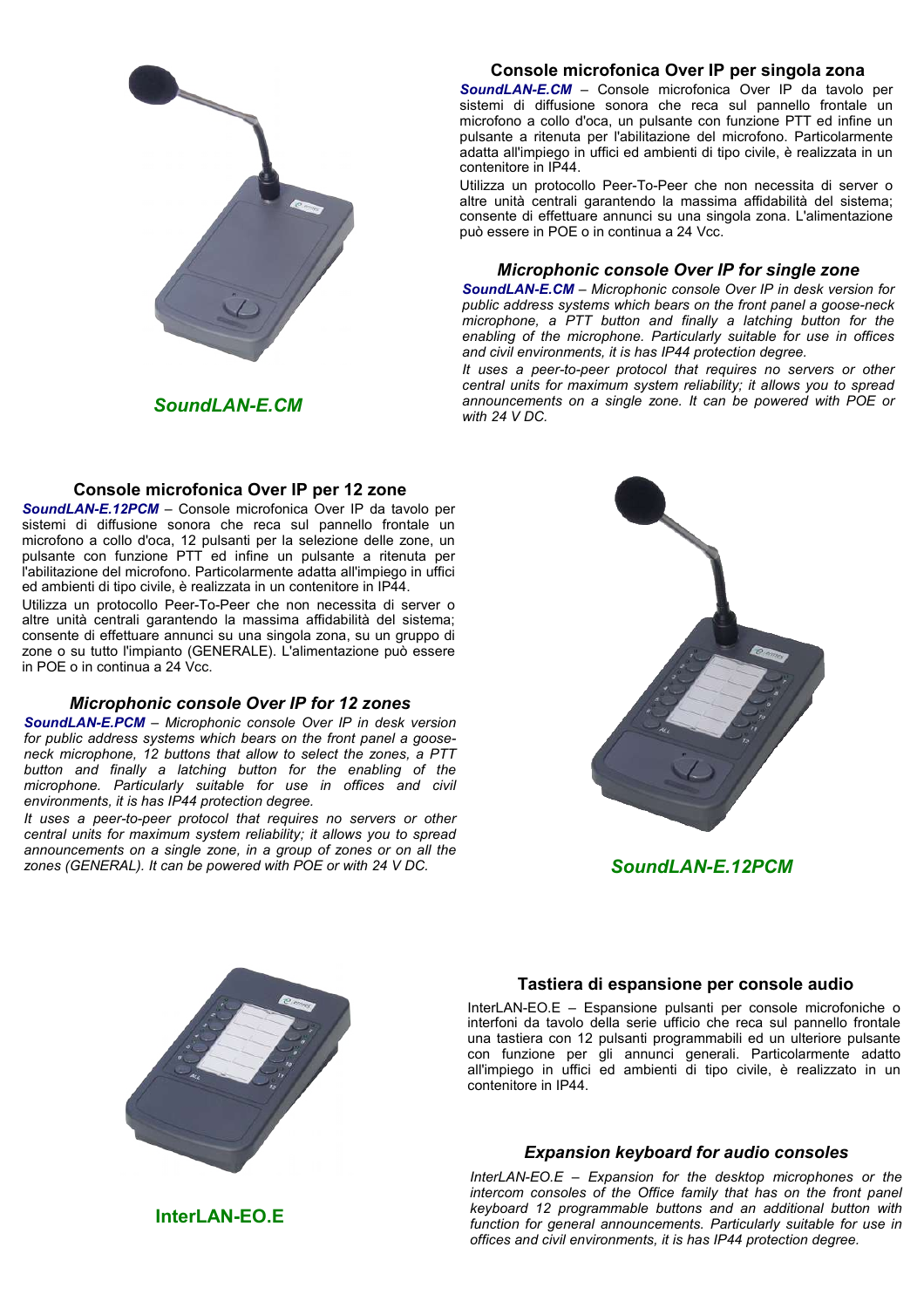## Console microfonica Over IP per singola zona

***SoundLAN-E.CM*** – Console microfonica Over IP da tavolo per sistemi di diffusione sonora che reca sul pannello frontale un microfono a collo d'oca, un pulsante con funzione PTT ed infine un pulsante a ritenuta per l'abilitazione del microfono. Particolarmente adatta all'impiego in uffici ed ambienti di tipo civile, è realizzata in un contenitore in IP44.

Utilizza un protocollo Peer-To-Peer che non necessita di server o altre unità centrali garantendo la massima affidabilità del sistema; consente di effettuare annunci su una singola zona. L'alimentazione può essere in POE o in continua a 24 Vcc.

## *Microphonic console Over IP for single zone*

***SoundLAN-E.CM*** *– Microphonic console Over IP in desk version for public address systems which bears on the front panel a goose-neck microphone, a PTT button and finally a latching button for the enabling of the microphone. Particularly suitable for use in offices and civil environments, it is has IP44 protection degree.*

*It uses a peer-to-peer protocol that requires no servers or other central units for maximum system reliability; it allows you to spread announcements on a single zone. It can be powered with POE or with 24 V DC.*

***SoundLAN-E.CM***

## Console microfonica Over IP per 12 zone

***SoundLAN-E.12PCM*** – Console microfonica Over IP da tavolo per sistemi di diffusione sonora che reca sul pannello frontale un microfono a collo d'oca, 12 pulsanti per la selezione delle zone, un pulsante con funzione PTT ed infine un pulsante a ritenuta per l'abilitazione del microfono. Particolarmente adatta all'impiego in uffici ed ambienti di tipo civile, è realizzata in un contenitore in IP44.

Utilizza un protocollo Peer-To-Peer che non necessita di server o altre unità centrali garantendo la massima affidabilità del sistema; consente di effettuare annunci su una singola zona, su un gruppo di zone o su tutto l'impianto (GENERALE). L'alimentazione può essere in POE o in continua a 24 Vcc.

## *Microphonic console Over IP for 12 zones*

***SoundLAN-E.PCM*** *– Microphonic console Over IP in desk version for public address systems which bears on the front panel a goose-neck microphone, 12 buttons that allow to select the zones, a PTT button and finally a latching button for the enabling of the microphone. Particularly suitable for use in offices and civil environments, it is has IP44 protection degree.*

*It uses a peer-to-peer protocol that requires no servers or other central units for maximum system reliability; it allows you to spread announcements on a single zone, in a group of zones or on all the zones (GENERAL). It can be powered with POE or with 24 V DC.*

***SoundLAN-E.12PCM***

## Tastiera di espansione per console audio

InterLAN-EO.E – Espansione pulsanti per console microfoniche o interfoni da tavolo della serie ufficio che reca sul pannello frontale una tastiera con 12 pulsanti programmabili ed un ulteriore pulsante con funzione per gli annunci generali. Particolarmente adatto all'impiego in uffici ed ambienti di tipo civile, è realizzato in un contenitore in IP44.

## *Expansion keyboard for audio consoles*

*InterLAN-EO.E – Expansion for the desktop microphones or the intercom consoles of the Office family that has on the front panel keyboard 12 programmable buttons and an additional button with function for general announcements. Particularly suitable for use in offices and civil environments, it is has IP44 protection degree.*

**InterLAN-EO.E**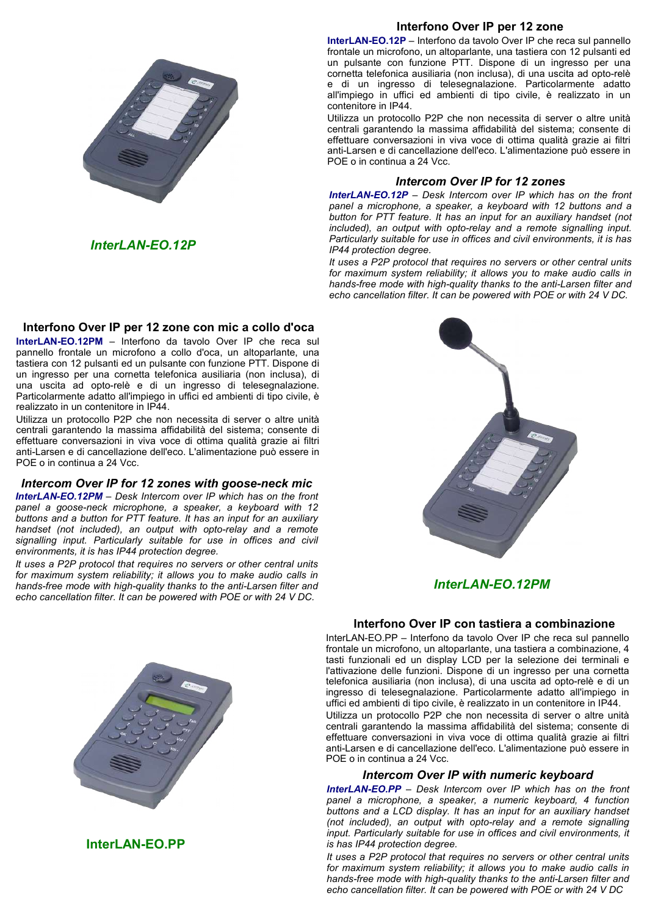## Interfono Over IP per 12 zone

**InterLAN-EO.12P** – Interfono da tavolo Over IP che reca sul pannello frontale un microfono, un altoparlante, una tastiera con 12 pulsanti ed un pulsante con funzione PTT. Dispone di un ingresso per una cornetta telefonica ausiliaria (non inclusa), di una uscita ad opto-relè e di un ingresso di telesegnalazione. Particolarmente adatto all'impiego in uffici ed ambienti di tipo civile, è realizzato in un contenitore in IP44.

Utilizza un protocollo P2P che non necessita di server o altre unità centrali garantendo la massima affidabilità del sistema; consente di effettuare conversazioni in viva voce di ottima qualità grazie ai filtri anti-Larsen e di cancellazione dell'eco. L'alimentazione può essere in POE o in continua a 24 Vcc.

## *Intercom Over IP for 12 zones*

***InterLAN-EO.12P*** *– Desk Intercom over IP which has on the front panel a microphone, a speaker, a keyboard with 12 buttons and a button for PTT feature. It has an input for an auxiliary handset (not included), an output with opto-relay and a remote signalling input. Particularly suitable for use in offices and civil environments, it is has IP44 protection degree.*

*It uses a P2P protocol that requires no servers or other central units for maximum system reliability; it allows you to make audio calls in hands-free mode with high-quality thanks to the anti-Larsen filter and echo cancellation filter. It can be powered with POE or with 24 V DC.*

***InterLAN-EO.12P***

## Interfono Over IP per 12 zone con mic a collo d'oca

**InterLAN-EO.12PM** – Interfono da tavolo Over IP che reca sul pannello frontale un microfono a collo d'oca, un altoparlante, una tastiera con 12 pulsanti ed un pulsante con funzione PTT. Dispone di un ingresso per una cornetta telefonica ausiliaria (non inclusa), di una uscita ad opto-relè e di un ingresso di telesegnalazione. Particolarmente adatto all'impiego in uffici ed ambienti di tipo civile, è realizzato in un contenitore in IP44.

Utilizza un protocollo P2P che non necessita di server o altre unità centrali garantendo la massima affidabilità del sistema; consente di effettuare conversazioni in viva voce di ottima qualità grazie ai filtri anti-Larsen e di cancellazione dell'eco. L'alimentazione può essere in POE o in continua a 24 Vcc.

## *Intercom Over IP for 12 zones with goose-neck mic*

***InterLAN-EO.12PM*** *– Desk Intercom over IP which has on the front panel a goose-neck microphone, a speaker, a keyboard with 12 buttons and a button for PTT feature. It has an input for an auxiliary handset (not included), an output with opto-relay and a remote signalling input. Particularly suitable for use in offices and civil environments, it is has IP44 protection degree.*

*It uses a P2P protocol that requires no servers or other central units for maximum system reliability; it allows you to make audio calls in hands-free mode with high-quality thanks to the anti-Larsen filter and echo cancellation filter. It can be powered with POE or with 24 V DC.*

***InterLAN-EO.12PM***

## Interfono Over IP con tastiera a combinazione

InterLAN-EO.PP – Interfono da tavolo Over IP che reca sul pannello frontale un microfono, un altoparlante, una tastiera a combinazione, 4 tasti funzionali ed un display LCD per la selezione dei terminali e l'attivazione delle funzioni. Dispone di un ingresso per una cornetta telefonica ausiliaria (non inclusa), di una uscita ad opto-relè e di un ingresso di telesegnalazione. Particolarmente adatto all'impiego in uffici ed ambienti di tipo civile, è realizzato in un contenitore in IP44.

Utilizza un protocollo P2P che non necessita di server o altre unità centrali garantendo la massima affidabilità del sistema; consente di effettuare conversazioni in viva voce di ottima qualità grazie ai filtri anti-Larsen e di cancellazione dell'eco. L'alimentazione può essere in POE o in continua a 24 Vcc.

## *Intercom Over IP with numeric keyboard*

***InterLAN-EO.PP*** *– Desk Intercom over IP which has on the front panel a microphone, a speaker, a numeric keyboard, 4 function buttons and a LCD display. It has an input for an auxiliary handset (not included), an output with opto-relay and a remote signalling input. Particularly suitable for use in offices and civil environments, it is has IP44 protection degree.*

*It uses a P2P protocol that requires no servers or other central units for maximum system reliability; it allows you to make audio calls in hands-free mode with high-quality thanks to the anti-Larsen filter and echo cancellation filter. It can be powered with POE or with 24 V DC*

**InterLAN-EO.PP**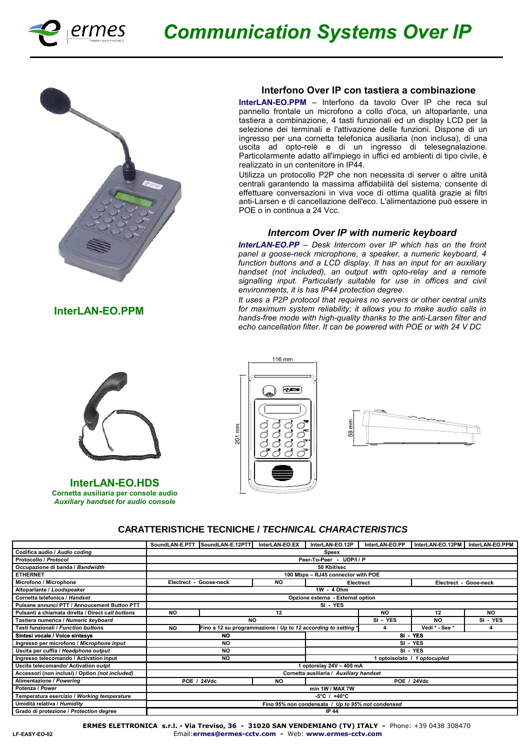# Communication Systems Over IP

## Interfono Over IP con tastiera a combinazione

**InterLAN-EO.PPM** – Interfono da tavolo Over IP che reca sul pannello frontale un microfono a collo d'oca, un altoparlante, una tastiera a combinazione, 4 tasti funzionali ed un display LCD per la selezione dei terminali e l'attivazione delle funzioni. Dispone di un ingresso per una cornetta telefonica ausiliaria (non inclusa), di una uscita ad opto-relè e di un ingresso di telesegnalazione. Particolarmente adatto all'impiego in uffici ed ambienti di tipo civile, è realizzato in un contenitore in IP44.

Utilizza un protocollo P2P che non necessita di server o altre unità centrali garantendo la massima affidabilità del sistema; consente di effettuare conversazioni in viva voce di ottima qualità grazie ai filtri anti-Larsen e di cancellazione dell'eco. L'alimentazione può essere in POE o in continua a 24 Vcc.

## *Intercom Over IP with numeric keyboard*

***InterLAN-EO.PP*** *– Desk Intercom over IP which has on the front panel a goose-neck microphone, a speaker, a numeric keyboard, 4 function buttons and a LCD display. It has an input for an auxiliary handset (not included), an output with opto-relay and a remote signalling input. Particularly suitable for use in offices and civil environments, it is has IP44 protection degree.*

*It uses a P2P protocol that requires no servers or other central units for maximum system reliability; it allows you to make audio calls in hands-free mode with high-quality thanks to the anti-Larsen filter and echo cancellation filter. It can be powered with POE or with 24 V DC*

**InterLAN-EO.PPM**

**InterLAN-EO.HDS**
**Cornetta ausiliaria per console audio**
***Auxiliary handset for audio console***

116 mm
201 mm
59 mm

## CARATTERISTICHE TECNICHE / *TECHNICAL CHARACTERISTICS*

| | SoundLAN-E.PTT | SoundLAN-E.12PTT | InterLAN-EO.EX | InterLAN-EO.12P | InterLAN-EO.PP | InterLAN-EO.12PM | InterLAN-EO.PPM |
|---|---|---|---|---|---|---|---|
| Codifica audio / *Audio coding* | Speex | | | | | | |
| Protocollo / *Protocol* | Peer-To-Peer - UDP/I / P | | | | | | |
| Occupazione di banda / *Bandwidth* | 50 Kbit/sec | | | | | | |
| ETHERNET | 100 Mbps – RJ45 connector with POE | | | | | | |
| Microfono / *Microphone* | Electrect - Goose-neck | | NO | Electrect | | Electrect - Gooe-neck | |
| Altoparlante / *Loudspeaker* | 1W - 4 Ohm | | | | | | |
| Cornetta telefonica / *Handset* | Opzione esterna - External option | | | | | | |
| Pulsante annunci PTT / Annoucement Button PTT | SI - YES | | | | | | |
| Pulsanti a chiamata diretta / *Direct call buttons* | NO | 12 | | | NO | 12 | NO |
| Tastiera numerica / *Numeric keyboard* | NO | | | | SI - YES | NO | SI - YES |
| Tasti funzionali / *Function buttons* | NO | Fino a 12 su programmazione / *Up to 12 according to setting* * | | | 4 | Vedi * - See * | 4 |
| Sintesi vocale / *Voice sintesys* | NO | | | SI - YES | | | |
| Ingresso per microfono / *Microphone input* | NO | | | SI - YES | | | |
| Uscita per cuffia / *Headphone output* | NO | | | SI - YES | | | |
| Ingresso telecomando / *Activation input* | NO | | | 1 optoisolato / *1 optocupled* | | | |
| Uscita telecomando/ *Activation outpt* | 1 optorelay 24V – 400 mA | | | | | | |
| Accessori (non inclusi) / *Option (not included)* | Cornetta ausiliaria / *Auxiliary handset* | | | | | | |
| Alimentazione / *Powering* | POE / 24Vdc | | NO | POE / 24Vdc | | | |
| Potenza / *Power* | min 1W / MAX 7W | | | | | | |
| Temperatura esercizio / *Working temperature* | -5°C / +40°C | | | | | | |
| Umidità relativa / *Humidity* | Fino 95% non condensata / *Up to 95% not condensed* | | | | | | |
| Grado di protezione / *Protection degree* | IP 44 | | | | | | |

**ERMES ELETTRONICA s.r.l. - Via Treviso, 36 - 31020 SAN VENDEMIANO (TV) ITALY -** Phone: +39 0438 308470
Email:**ermes@ermes-cctv.com** - Web: **www.ermes-cctv.com**

LF-EASY-EO-02